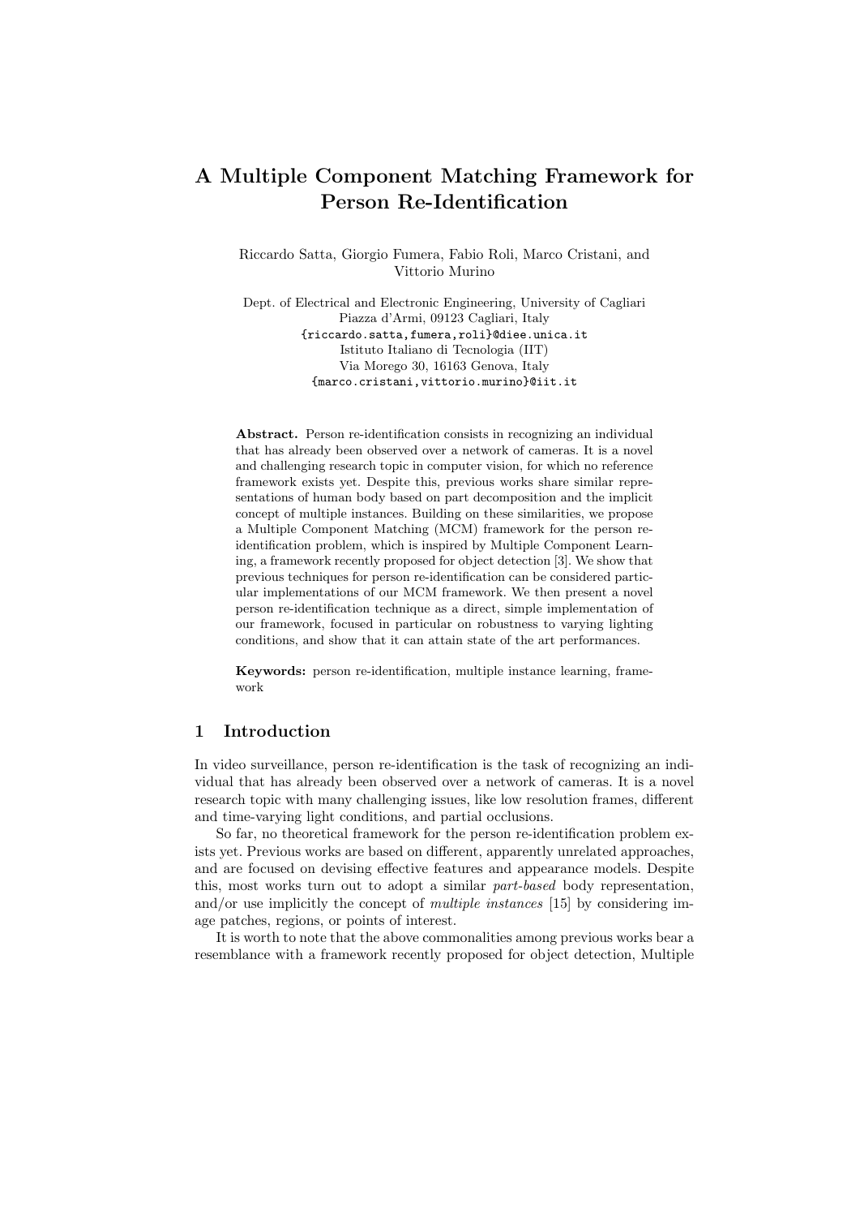# A Multiple Component Matching Framework for Person Re-Identification

Riccardo Satta, Giorgio Fumera, Fabio Roli, Marco Cristani, and Vittorio Murino

Dept. of Electrical and Electronic Engineering, University of Cagliari
Piazza d'Armi, 09123 Cagliari, Italy
{riccardo.satta,fumera,roli}@diee.unica.it
Istituto Italiano di Tecnologia (IIT)
Via Morego 30, 16163 Genova, Italy
{marco.cristani,vittorio.murino}@iit.it

**Abstract.** Person re-identification consists in recognizing an individual that has already been observed over a network of cameras. It is a novel and challenging research topic in computer vision, for which no reference framework exists yet. Despite this, previous works share similar representations of human body based on part decomposition and the implicit concept of multiple instances. Building on these similarities, we propose a Multiple Component Matching (MCM) framework for the person re-identification problem, which is inspired by Multiple Component Learning, a framework recently proposed for object detection [3]. We show that previous techniques for person re-identification can be considered particular implementations of our MCM framework. We then present a novel person re-identification technique as a direct, simple implementation of our framework, focused in particular on robustness to varying lighting conditions, and show that it can attain state of the art performances.

**Keywords:** person re-identification, multiple instance learning, framework

## 1 Introduction

In video surveillance, person re-identification is the task of recognizing an individual that has already been observed over a network of cameras. It is a novel research topic with many challenging issues, like low resolution frames, different and time-varying light conditions, and partial occlusions.

So far, no theoretical framework for the person re-identification problem exists yet. Previous works are based on different, apparently unrelated approaches, and are focused on devising effective features and appearance models. Despite this, most works turn out to adopt a similar *part-based* body representation, and/or use implicitly the concept of *multiple instances* [15] by considering image patches, regions, or points of interest.

It is worth to note that the above commonalities among previous works bear a resemblance with a framework recently proposed for object detection, Multiple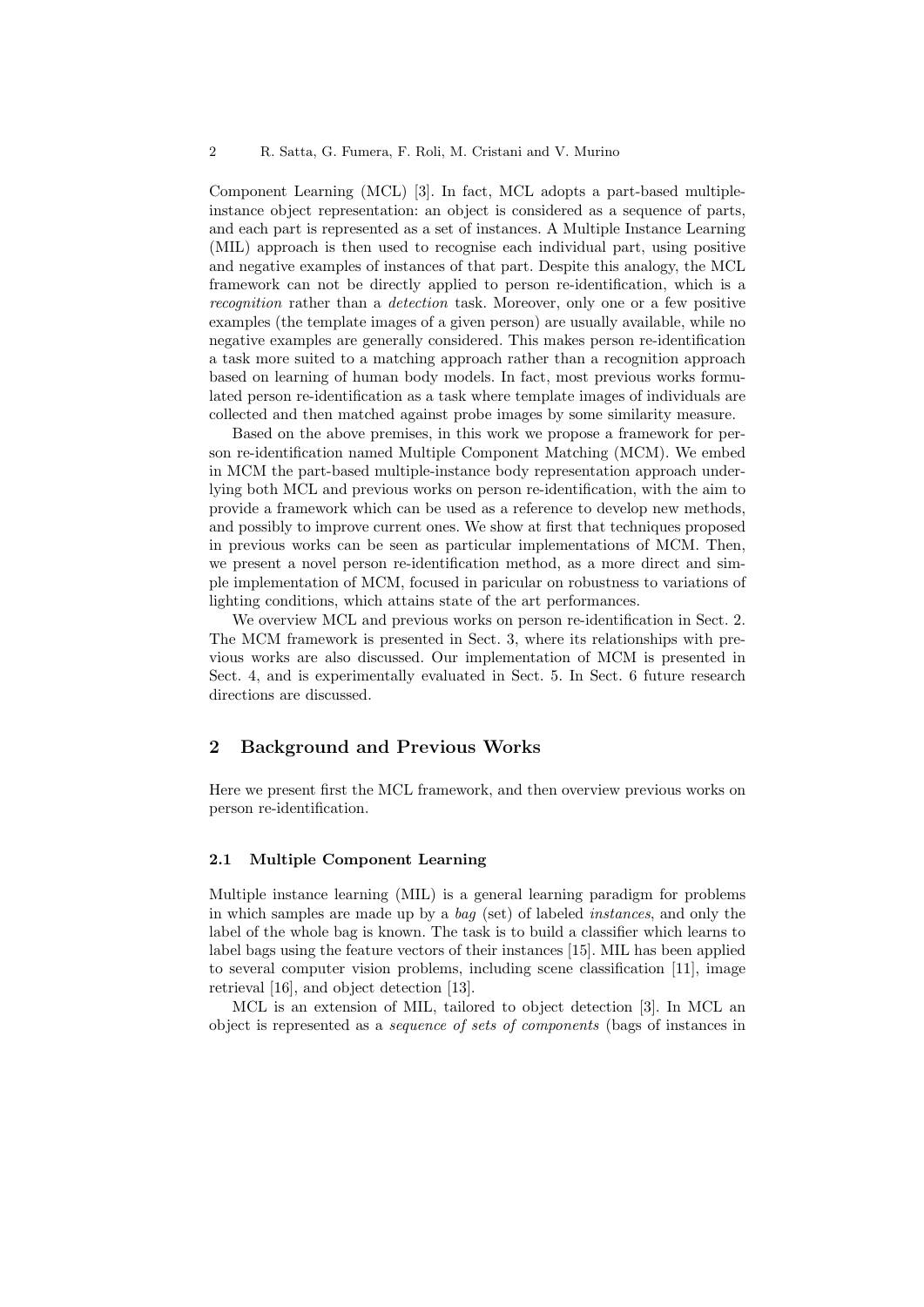Component Learning (MCL) [3]. In fact, MCL adopts a part-based multiple-instance object representation: an object is considered as a sequence of parts, and each part is represented as a set of instances. A Multiple Instance Learning (MIL) approach is then used to recognise each individual part, using positive and negative examples of instances of that part. Despite this analogy, the MCL framework can not be directly applied to person re-identification, which is a *recognition* rather than a *detection* task. Moreover, only one or a few positive examples (the template images of a given person) are usually available, while no negative examples are generally considered. This makes person re-identification a task more suited to a matching approach rather than a recognition approach based on learning of human body models. In fact, most previous works formulated person re-identification as a task where template images of individuals are collected and then matched against probe images by some similarity measure.

Based on the above premises, in this work we propose a framework for person re-identification named Multiple Component Matching (MCM). We embed in MCM the part-based multiple-instance body representation approach underlying both MCL and previous works on person re-identification, with the aim to provide a framework which can be used as a reference to develop new methods, and possibly to improve current ones. We show at first that techniques proposed in previous works can be seen as particular implementations of MCM. Then, we present a novel person re-identification method, as a more direct and simple implementation of MCM, focused in paricular on robustness to variations of lighting conditions, which attains state of the art performances.

We overview MCL and previous works on person re-identification in Sect. 2. The MCM framework is presented in Sect. 3, where its relationships with previous works are also discussed. Our implementation of MCM is presented in Sect. 4, and is experimentally evaluated in Sect. 5. In Sect. 6 future research directions are discussed.

## 2 Background and Previous Works

Here we present first the MCL framework, and then overview previous works on person re-identification.

### 2.1 Multiple Component Learning

Multiple instance learning (MIL) is a general learning paradigm for problems in which samples are made up by a *bag* (set) of labeled *instances*, and only the label of the whole bag is known. The task is to build a classifier which learns to label bags using the feature vectors of their instances [15]. MIL has been applied to several computer vision problems, including scene classification [11], image retrieval [16], and object detection [13].

MCL is an extension of MIL, tailored to object detection [3]. In MCL an object is represented as a *sequence of sets of components* (bags of instances in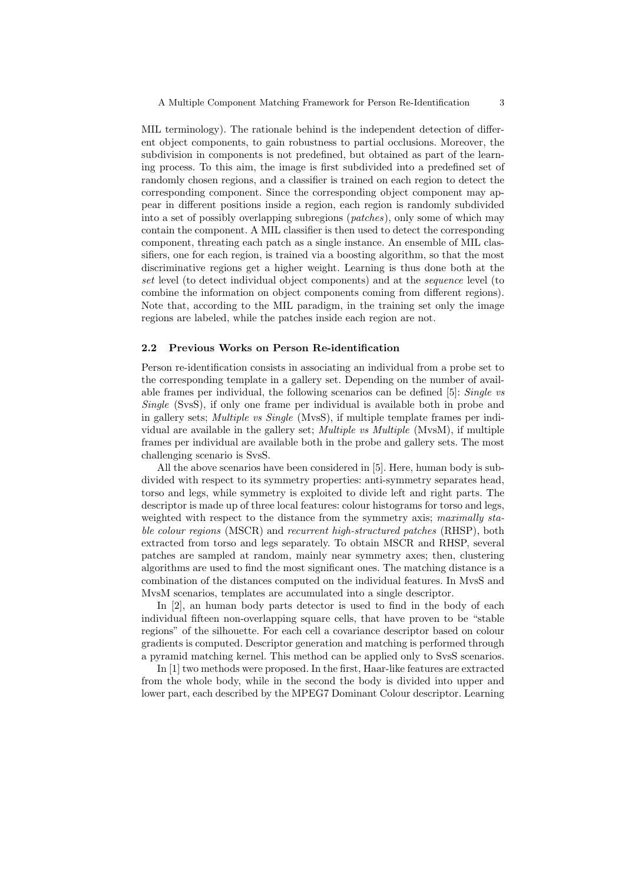MIL terminology). The rationale behind is the independent detection of different object components, to gain robustness to partial occlusions. Moreover, the subdivision in components is not predefined, but obtained as part of the learning process. To this aim, the image is first subdivided into a predefined set of randomly chosen regions, and a classifier is trained on each region to detect the corresponding component. Since the corresponding object component may appear in different positions inside a region, each region is randomly subdivided into a set of possibly overlapping subregions (*patches*), only some of which may contain the component. A MIL classifier is then used to detect the corresponding component, threating each patch as a single instance. An ensemble of MIL classifiers, one for each region, is trained via a boosting algorithm, so that the most discriminative regions get a higher weight. Learning is thus done both at the *set* level (to detect individual object components) and at the *sequence* level (to combine the information on object components coming from different regions). Note that, according to the MIL paradigm, in the training set only the image regions are labeled, while the patches inside each region are not.

### 2.2 Previous Works on Person Re-identification

Person re-identification consists in associating an individual from a probe set to the corresponding template in a gallery set. Depending on the number of available frames per individual, the following scenarios can be defined [5]: *Single vs Single* (SvsS), if only one frame per individual is available both in probe and in gallery sets; *Multiple vs Single* (MvsS), if multiple template frames per individual are available in the gallery set; *Multiple vs Multiple* (MvsM), if multiple frames per individual are available both in the probe and gallery sets. The most challenging scenario is SvsS.

All the above scenarios have been considered in [5]. Here, human body is subdivided with respect to its symmetry properties: anti-symmetry separates head, torso and legs, while symmetry is exploited to divide left and right parts. The descriptor is made up of three local features: colour histograms for torso and legs, weighted with respect to the distance from the symmetry axis; *maximally stable colour regions* (MSCR) and *recurrent high-structured patches* (RHSP), both extracted from torso and legs separately. To obtain MSCR and RHSP, several patches are sampled at random, mainly near symmetry axes; then, clustering algorithms are used to find the most significant ones. The matching distance is a combination of the distances computed on the individual features. In MvsS and MvsM scenarios, templates are accumulated into a single descriptor.

In [2], an human body parts detector is used to find in the body of each individual fifteen non-overlapping square cells, that have proven to be "stable regions" of the silhouette. For each cell a covariance descriptor based on colour gradients is computed. Descriptor generation and matching is performed through a pyramid matching kernel. This method can be applied only to SvsS scenarios.

In [1] two methods were proposed. In the first, Haar-like features are extracted from the whole body, while in the second the body is divided into upper and lower part, each described by the MPEG7 Dominant Colour descriptor. Learning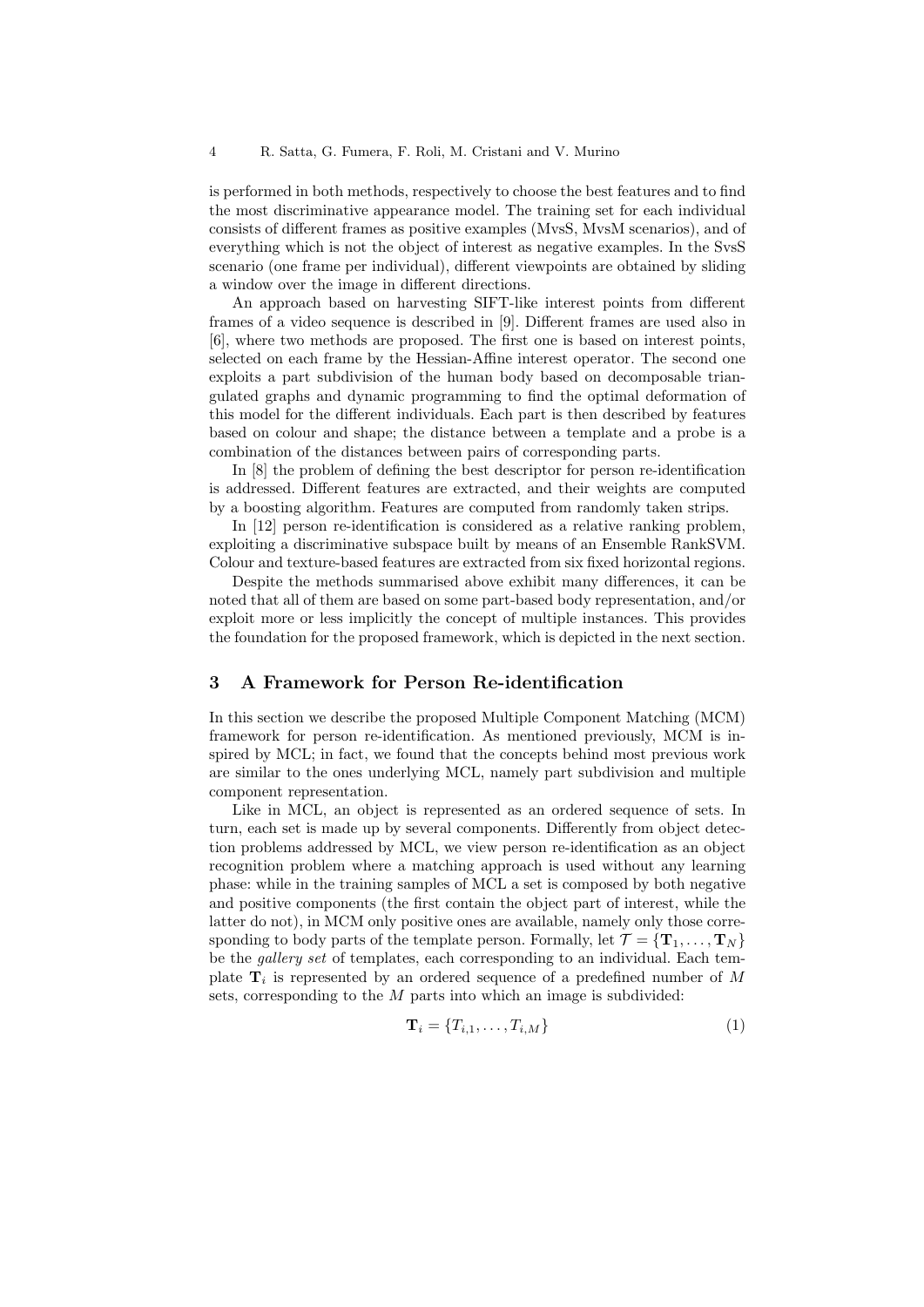is performed in both methods, respectively to choose the best features and to find the most discriminative appearance model. The training set for each individual consists of different frames as positive examples (MvsS, MvsM scenarios), and of everything which is not the object of interest as negative examples. In the SvsS scenario (one frame per individual), different viewpoints are obtained by sliding a window over the image in different directions.

An approach based on harvesting SIFT-like interest points from different frames of a video sequence is described in [9]. Different frames are used also in [6], where two methods are proposed. The first one is based on interest points, selected on each frame by the Hessian-Affine interest operator. The second one exploits a part subdivision of the human body based on decomposable triangulated graphs and dynamic programming to find the optimal deformation of this model for the different individuals. Each part is then described by features based on colour and shape; the distance between a template and a probe is a combination of the distances between pairs of corresponding parts.

In [8] the problem of defining the best descriptor for person re-identification is addressed. Different features are extracted, and their weights are computed by a boosting algorithm. Features are computed from randomly taken strips.

In [12] person re-identification is considered as a relative ranking problem, exploiting a discriminative subspace built by means of an Ensemble RankSVM. Colour and texture-based features are extracted from six fixed horizontal regions.

Despite the methods summarised above exhibit many differences, it can be noted that all of them are based on some part-based body representation, and/or exploit more or less implicitly the concept of multiple instances. This provides the foundation for the proposed framework, which is depicted in the next section.

## 3 A Framework for Person Re-identification

In this section we describe the proposed Multiple Component Matching (MCM) framework for person re-identification. As mentioned previously, MCM is inspired by MCL; in fact, we found that the concepts behind most previous work are similar to the ones underlying MCL, namely part subdivision and multiple component representation.

Like in MCL, an object is represented as an ordered sequence of sets. In turn, each set is made up by several components. Differently from object detection problems addressed by MCL, we view person re-identification as an object recognition problem where a matching approach is used without any learning phase: while in the training samples of MCL a set is composed by both negative and positive components (the first contain the object part of interest, while the latter do not), in MCM only positive ones are available, namely only those corresponding to body parts of the template person. Formally, let $\mathcal{T} = \{\mathbf{T}_1, \ldots, \mathbf{T}_N\}$ be the *gallery set* of templates, each corresponding to an individual. Each template $\mathbf{T}_i$ is represented by an ordered sequence of a predefined number of $M$ sets, corresponding to the $M$ parts into which an image is subdivided:

$$\mathbf{T}_i = \{T_{i,1}, \ldots, T_{i,M}\} \tag{1}$$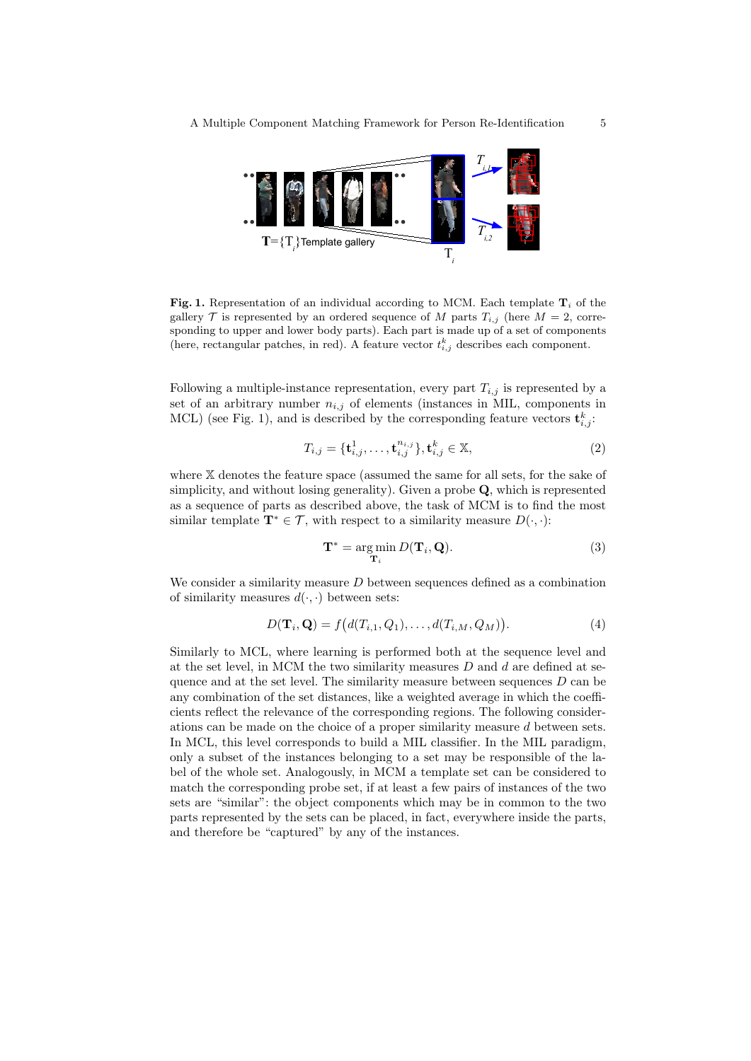**Fig. 1.** Representation of an individual according to MCM. Each template $\mathbf{T}_i$ of the gallery $\mathcal{T}$ is represented by an ordered sequence of $M$ parts $T_{i,j}$ (here $M = 2$, corresponding to upper and lower body parts). Each part is made up of a set of components (here, rectangular patches, in red). A feature vector $t_{i,j}^k$ describes each component.

Following a multiple-instance representation, every part $T_{i,j}$ is represented by a set of an arbitrary number $n_{i,j}$ of elements (instances in MIL, components in MCL) (see Fig. 1), and is described by the corresponding feature vectors $\mathbf{t}_{i,j}^k$:

$$T_{i,j} = \{\mathbf{t}_{i,j}^1, \ldots, \mathbf{t}_{i,j}^{n_{i,j}}\}, \mathbf{t}_{i,j}^k \in \mathbb{X}, \tag{2}$$

where $\mathbb{X}$ denotes the feature space (assumed the same for all sets, for the sake of simplicity, and without losing generality). Given a probe $\mathbf{Q}$, which is represented as a sequence of parts as described above, the task of MCM is to find the most similar template $\mathbf{T}^* \in \mathcal{T}$, with respect to a similarity measure $D(\cdot, \cdot)$:

$$\mathbf{T}^* = \arg\min_{\mathbf{T}_i} D(\mathbf{T}_i, \mathbf{Q}). \tag{3}$$

We consider a similarity measure $D$ between sequences defined as a combination of similarity measures $d(\cdot, \cdot)$ between sets:

$$D(\mathbf{T}_i, \mathbf{Q}) = f\big(d(T_{i,1}, Q_1), \ldots, d(T_{i,M}, Q_M)\big). \tag{4}$$

Similarly to MCL, where learning is performed both at the sequence level and at the set level, in MCM the two similarity measures $D$ and $d$ are defined at sequence and at the set level. The similarity measure between sequences $D$ can be any combination of the set distances, like a weighted average in which the coefficients reflect the relevance of the corresponding regions. The following considerations can be made on the choice of a proper similarity measure $d$ between sets. In MCL, this level corresponds to build a MIL classifier. In the MIL paradigm, only a subset of the instances belonging to a set may be responsible of the label of the whole set. Analogously, in MCM a template set can be considered to match the corresponding probe set, if at least a few pairs of instances of the two sets are "similar": the object components which may be in common to the two parts represented by the sets can be placed, in fact, everywhere inside the parts, and therefore be "captured" by any of the instances.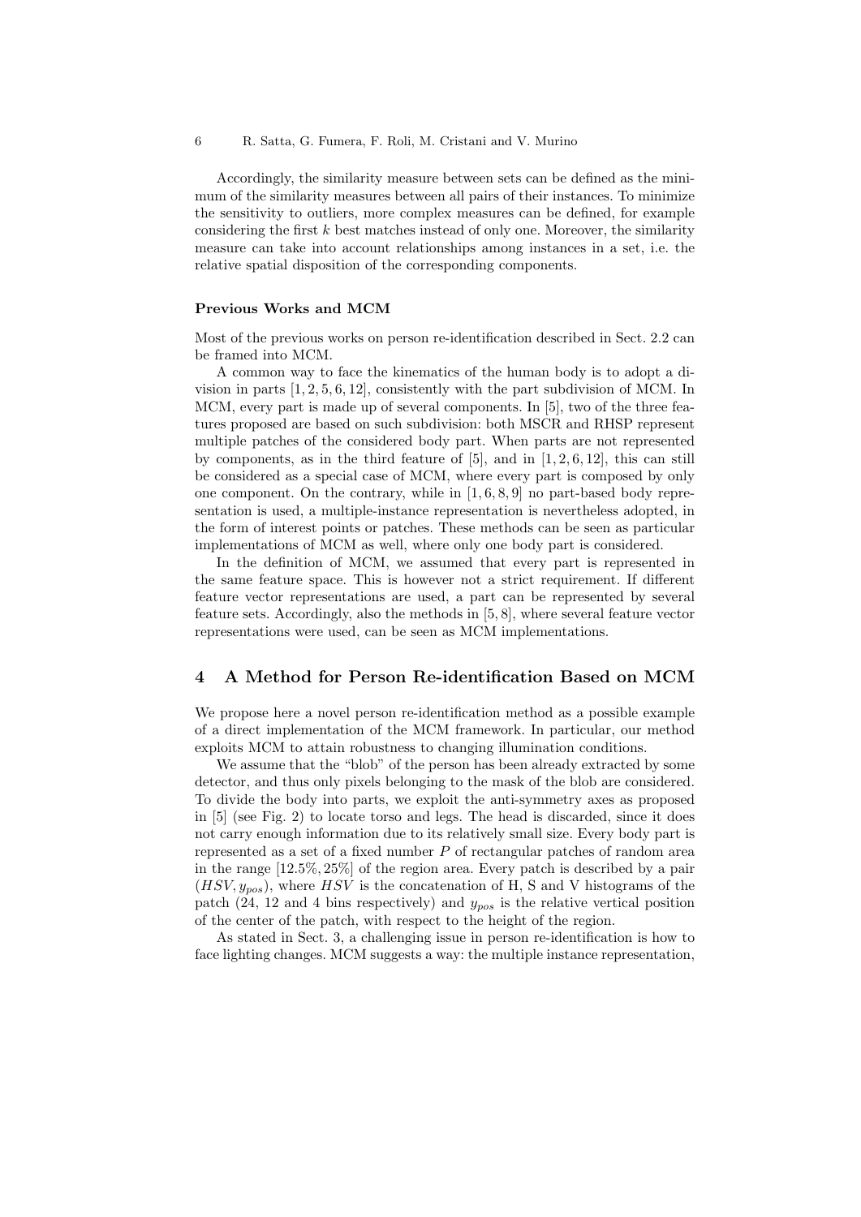Accordingly, the similarity measure between sets can be defined as the minimum of the similarity measures between all pairs of their instances. To minimize the sensitivity to outliers, more complex measures can be defined, for example considering the first $k$ best matches instead of only one. Moreover, the similarity measure can take into account relationships among instances in a set, i.e. the relative spatial disposition of the corresponding components.

**Previous Works and MCM**

Most of the previous works on person re-identification described in Sect. 2.2 can be framed into MCM.

A common way to face the kinematics of the human body is to adopt a division in parts [1, 2, 5, 6, 12], consistently with the part subdivision of MCM. In MCM, every part is made up of several components. In [5], two of the three features proposed are based on such subdivision: both MSCR and RHSP represent multiple patches of the considered body part. When parts are not represented by components, as in the third feature of [5], and in [1, 2, 6, 12], this can still be considered as a special case of MCM, where every part is composed by only one component. On the contrary, while in [1, 6, 8, 9] no part-based body representation is used, a multiple-instance representation is nevertheless adopted, in the form of interest points or patches. These methods can be seen as particular implementations of MCM as well, where only one body part is considered.

In the definition of MCM, we assumed that every part is represented in the same feature space. This is however not a strict requirement. If different feature vector representations are used, a part can be represented by several feature sets. Accordingly, also the methods in [5, 8], where several feature vector representations were used, can be seen as MCM implementations.

## 4 A Method for Person Re-identification Based on MCM

We propose here a novel person re-identification method as a possible example of a direct implementation of the MCM framework. In particular, our method exploits MCM to attain robustness to changing illumination conditions.

We assume that the "blob" of the person has been already extracted by some detector, and thus only pixels belonging to the mask of the blob are considered. To divide the body into parts, we exploit the anti-symmetry axes as proposed in [5] (see Fig. 2) to locate torso and legs. The head is discarded, since it does not carry enough information due to its relatively small size. Every body part is represented as a set of a fixed number $P$ of rectangular patches of random area in the range $[12.5\%, 25\%]$ of the region area. Every patch is described by a pair $(HSV, y_{pos})$, where $HSV$ is the concatenation of H, S and V histograms of the patch (24, 12 and 4 bins respectively) and $y_{pos}$ is the relative vertical position of the center of the patch, with respect to the height of the region.

As stated in Sect. 3, a challenging issue in person re-identification is how to face lighting changes. MCM suggests a way: the multiple instance representation,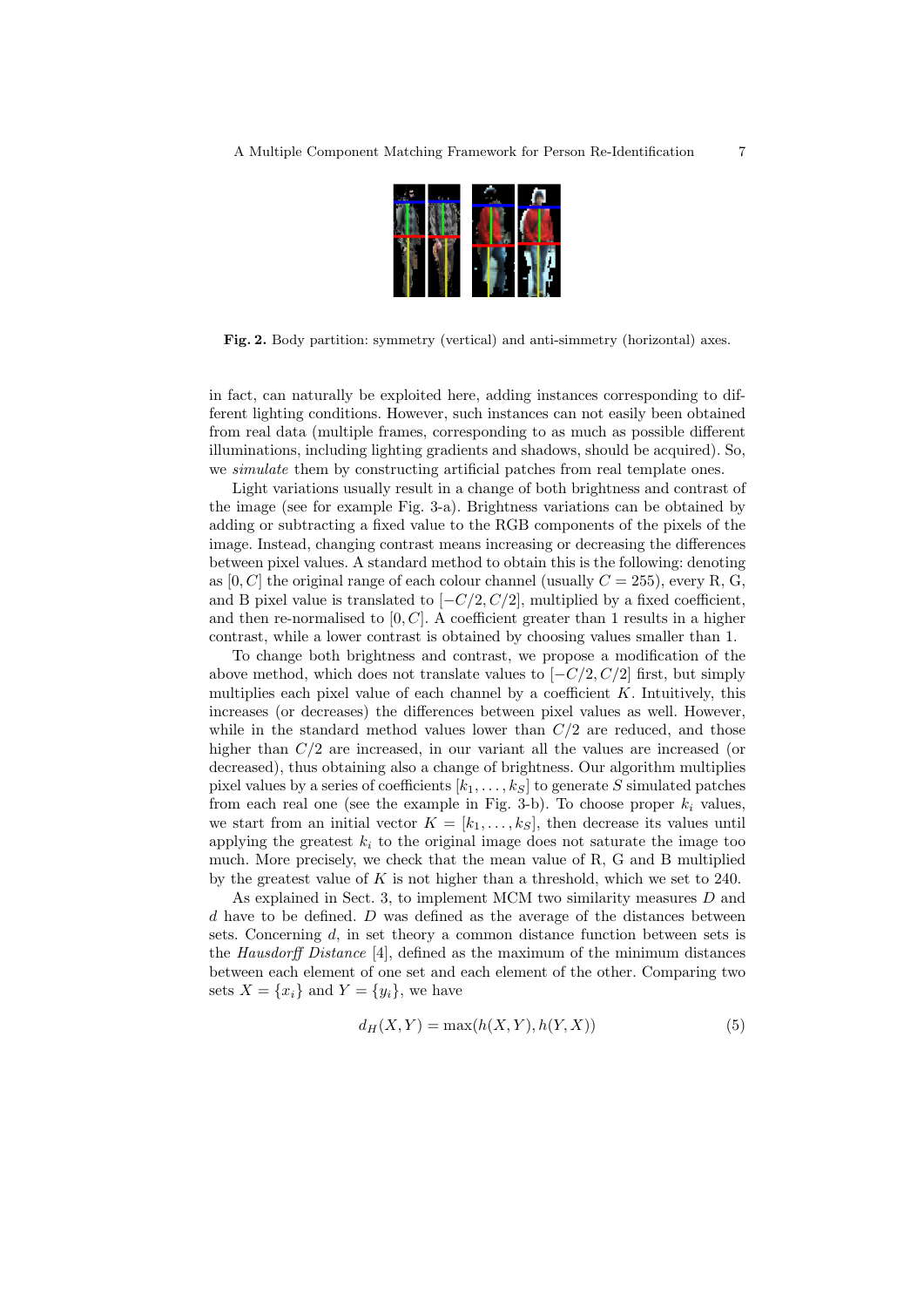**Fig. 2.** Body partition: symmetry (vertical) and anti-simmetry (horizontal) axes.

in fact, can naturally be exploited here, adding instances corresponding to different lighting conditions. However, such instances can not easily been obtained from real data (multiple frames, corresponding to as much as possible different illuminations, including lighting gradients and shadows, should be acquired). So, we *simulate* them by constructing artificial patches from real template ones.

Light variations usually result in a change of both brightness and contrast of the image (see for example Fig. 3-a). Brightness variations can be obtained by adding or subtracting a fixed value to the RGB components of the pixels of the image. Instead, changing contrast means increasing or decreasing the differences between pixel values. A standard method to obtain this is the following: denoting as $[0, C]$ the original range of each colour channel (usually $C = 255$), every R, G, and B pixel value is translated to $[-C/2, C/2]$, multiplied by a fixed coefficient, and then re-normalised to $[0, C]$. A coefficient greater than 1 results in a higher contrast, while a lower contrast is obtained by choosing values smaller than 1.

To change both brightness and contrast, we propose a modification of the above method, which does not translate values to $[-C/2, C/2]$ first, but simply multiplies each pixel value of each channel by a coefficient $K$. Intuitively, this increases (or decreases) the differences between pixel values as well. However, while in the standard method values lower than $C/2$ are reduced, and those higher than $C/2$ are increased, in our variant all the values are increased (or decreased), thus obtaining also a change of brightness. Our algorithm multiplies pixel values by a series of coefficients $[k_1, \ldots, k_S]$ to generate $S$ simulated patches from each real one (see the example in Fig. 3-b). To choose proper $k_i$ values, we start from an initial vector $K = [k_1, \ldots, k_S]$, then decrease its values until applying the greatest $k_i$ to the original image does not saturate the image too much. More precisely, we check that the mean value of R, G and B multiplied by the greatest value of $K$ is not higher than a threshold, which we set to 240.

As explained in Sect. 3, to implement MCM two similarity measures $D$ and $d$ have to be defined. $D$ was defined as the average of the distances between sets. Concerning $d$, in set theory a common distance function between sets is the *Hausdorff Distance* [4], defined as the maximum of the minimum distances between each element of one set and each element of the other. Comparing two sets $X = \{x_i\}$ and $Y = \{y_i\}$, we have

$$d_H(X, Y) = \max(h(X, Y), h(Y, X)) \tag{5}$$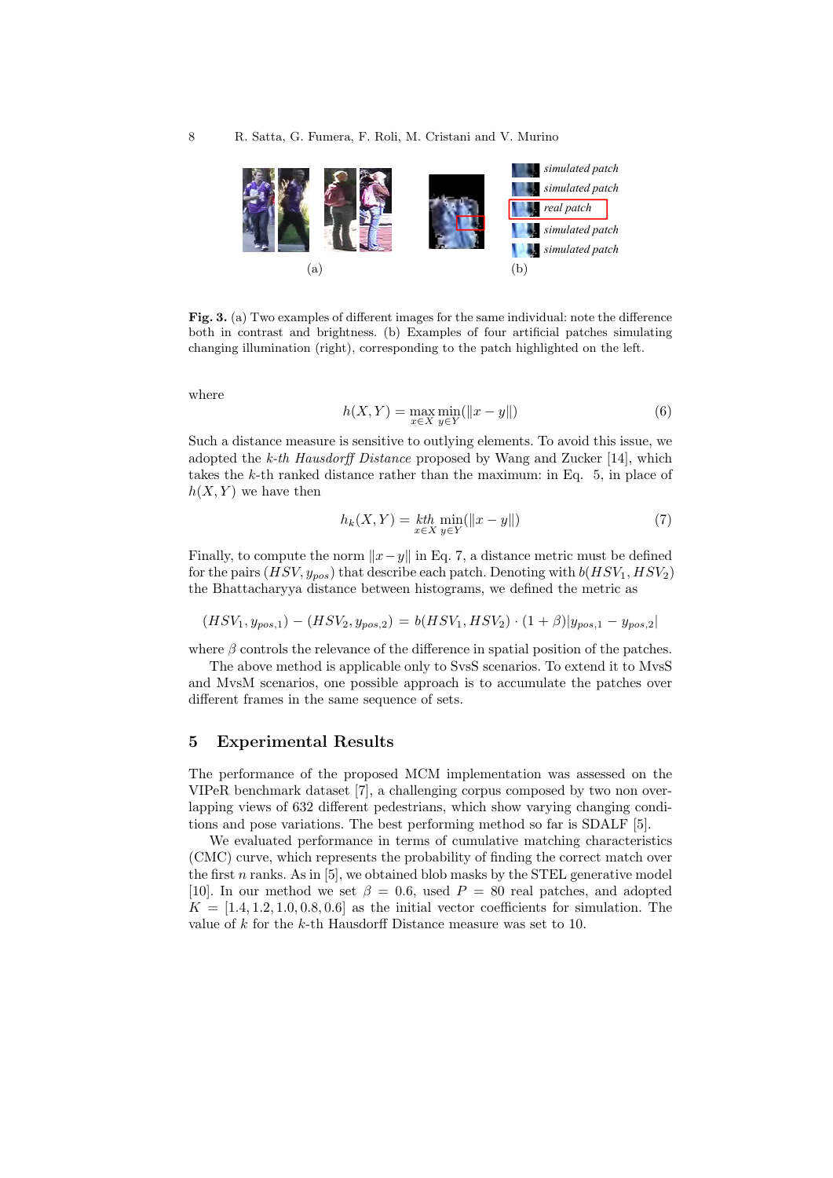Fig. 3. (a) Two examples of different images for the same individual: note the difference both in contrast and brightness. (b) Examples of four artificial patches simulating changing illumination (right), corresponding to the patch highlighted on the left.

where

$$h(X,Y) = \max_{x \in X} \min_{y \in Y}(\|x - y\|) \tag{6}$$

Such a distance measure is sensitive to outlying elements. To avoid this issue, we adopted the *k-th Hausdorff Distance* proposed by Wang and Zucker [14], which takes the $k$-th ranked distance rather than the maximum: in Eq. 5, in place of $h(X,Y)$ we have then

$$h_k(X,Y) = \underset{x \in X}{kth} \min_{y \in Y}(\|x - y\|) \tag{7}$$

Finally, to compute the norm $\|x - y\|$ in Eq. 7, a distance metric must be defined for the pairs $(HSV, y_{pos})$ that describe each patch. Denoting with $b(HSV_1, HSV_2)$ the Bhattacharyya distance between histograms, we defined the metric as

$$(HSV_1, y_{pos,1}) - (HSV_2, y_{pos,2}) = b(HSV_1, HSV_2) \cdot (1 + \beta)|y_{pos,1} - y_{pos,2}|$$

where $\beta$ controls the relevance of the difference in spatial position of the patches.

The above method is applicable only to SvsS scenarios. To extend it to MvsS and MvsM scenarios, one possible approach is to accumulate the patches over different frames in the same sequence of sets.

## 5 Experimental Results

The performance of the proposed MCM implementation was assessed on the VIPeR benchmark dataset [7], a challenging corpus composed by two non overlapping views of 632 different pedestrians, which show varying changing conditions and pose variations. The best performing method so far is SDALF [5].

We evaluated performance in terms of cumulative matching characteristics (CMC) curve, which represents the probability of finding the correct match over the first $n$ ranks. As in [5], we obtained blob masks by the STEL generative model [10]. In our method we set $\beta = 0.6$, used $P = 80$ real patches, and adopted $K = [1.4, 1.2, 1.0, 0.8, 0.6]$ as the initial vector coefficients for simulation. The value of $k$ for the $k$-th Hausdorff Distance measure was set to 10.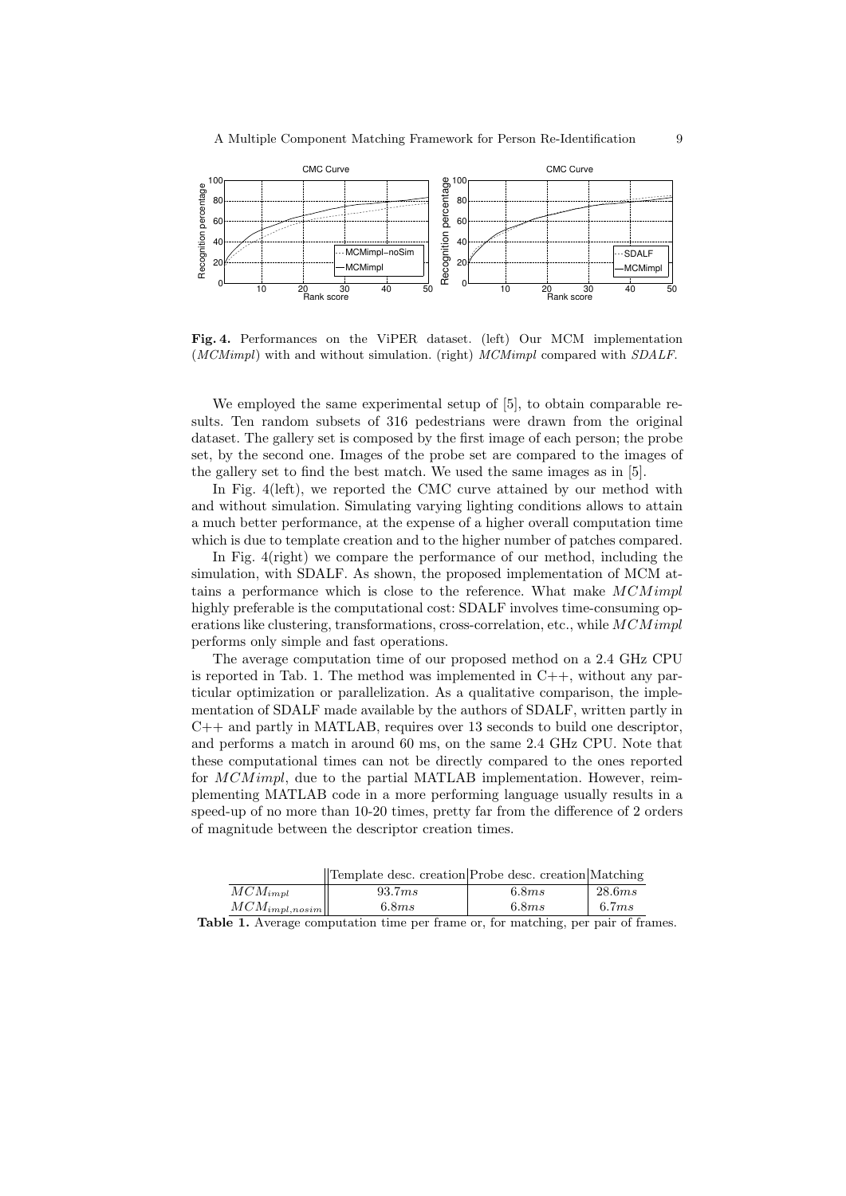**Fig. 4.** Performances on the ViPER dataset. (left) Our MCM implementation (*MCMimpl*) with and without simulation. (right) *MCMimpl* compared with *SDALF*.

We employed the same experimental setup of [5], to obtain comparable results. Ten random subsets of 316 pedestrians were drawn from the original dataset. The gallery set is composed by the first image of each person; the probe set, by the second one. Images of the probe set are compared to the images of the gallery set to find the best match. We used the same images as in [5].

In Fig. 4(left), we reported the CMC curve attained by our method with and without simulation. Simulating varying lighting conditions allows to attain a much better performance, at the expense of a higher overall computation time which is due to template creation and to the higher number of patches compared.

In Fig. 4(right) we compare the performance of our method, including the simulation, with SDALF. As shown, the proposed implementation of MCM attains a performance which is close to the reference. What make $MCMimpl$ highly preferable is the computational cost: SDALF involves time-consuming operations like clustering, transformations, cross-correlation, etc., while $MCMimpl$ performs only simple and fast operations.

The average computation time of our proposed method on a 2.4 GHz CPU is reported in Tab. 1. The method was implemented in C++, without any particular optimization or parallelization. As a qualitative comparison, the implementation of SDALF made available by the authors of SDALF, written partly in C++ and partly in MATLAB, requires over 13 seconds to build one descriptor, and performs a match in around 60 ms, on the same 2.4 GHz CPU. Note that these computational times can not be directly compared to the ones reported for $MCMimpl$, due to the partial MATLAB implementation. However, reimplementing MATLAB code in a more performing language usually results in a speed-up of no more than 10-20 times, pretty far from the difference of 2 orders of magnitude between the descriptor creation times.

| | Template desc. creation | Probe desc. creation | Matching |
|---|---|---|---|
| $MCM_{impl}$ | $93.7ms$ | $6.8ms$ | $28.6ms$ |
| $MCM_{impl,nosim}$ | $6.8ms$ | $6.8ms$ | $6.7ms$ |

**Table 1.** Average computation time per frame or, for matching, per pair of frames.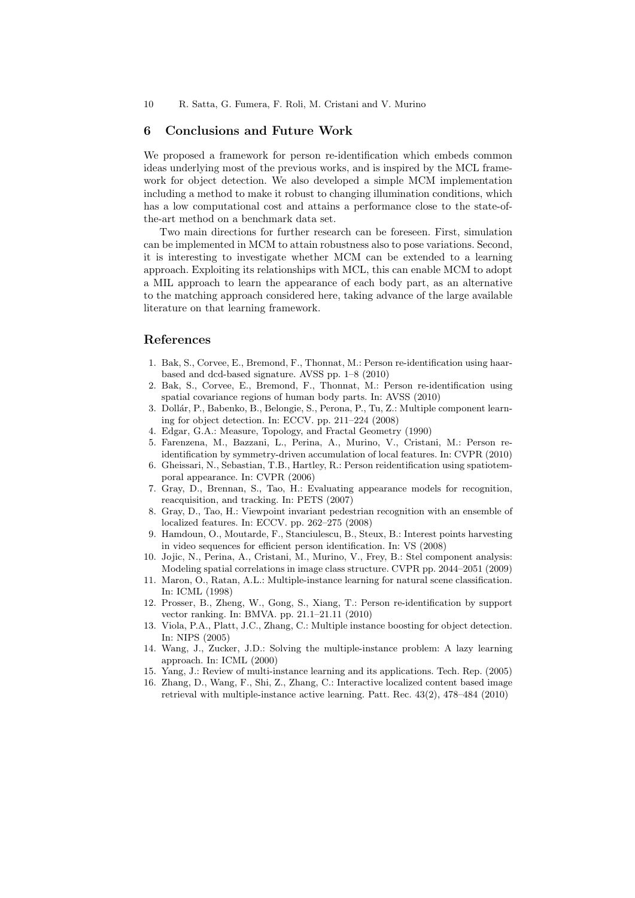## 6 Conclusions and Future Work

We proposed a framework for person re-identification which embeds common ideas underlying most of the previous works, and is inspired by the MCL framework for object detection. We also developed a simple MCM implementation including a method to make it robust to changing illumination conditions, which has a low computational cost and attains a performance close to the state-of-the-art method on a benchmark data set.

Two main directions for further research can be foreseen. First, simulation can be implemented in MCM to attain robustness also to pose variations. Second, it is interesting to investigate whether MCM can be extended to a learning approach. Exploiting its relationships with MCL, this can enable MCM to adopt a MIL approach to learn the appearance of each body part, as an alternative to the matching approach considered here, taking advance of the large available literature on that learning framework.

## References

1. Bak, S., Corvee, E., Bremond, F., Thonnat, M.: Person re-identification using haar-based and dcd-based signature. AVSS pp. 1–8 (2010)
2. Bak, S., Corvee, E., Bremond, F., Thonnat, M.: Person re-identification using spatial covariance regions of human body parts. In: AVSS (2010)
3. Dollár, P., Babenko, B., Belongie, S., Perona, P., Tu, Z.: Multiple component learning for object detection. In: ECCV. pp. 211–224 (2008)
4. Edgar, G.A.: Measure, Topology, and Fractal Geometry (1990)
5. Farenzena, M., Bazzani, L., Perina, A., Murino, V., Cristani, M.: Person re-identification by symmetry-driven accumulation of local features. In: CVPR (2010)
6. Gheissari, N., Sebastian, T.B., Hartley, R.: Person reidentification using spatiotemporal appearance. In: CVPR (2006)
7. Gray, D., Brennan, S., Tao, H.: Evaluating appearance models for recognition, reacquisition, and tracking. In: PETS (2007)
8. Gray, D., Tao, H.: Viewpoint invariant pedestrian recognition with an ensemble of localized features. In: ECCV. pp. 262–275 (2008)
9. Hamdoun, O., Moutarde, F., Stanciulescu, B., Steux, B.: Interest points harvesting in video sequences for efficient person identification. In: VS (2008)
10. Jojic, N., Perina, A., Cristani, M., Murino, V., Frey, B.: Stel component analysis: Modeling spatial correlations in image class structure. CVPR pp. 2044–2051 (2009)
11. Maron, O., Ratan, A.L.: Multiple-instance learning for natural scene classification. In: ICML (1998)
12. Prosser, B., Zheng, W., Gong, S., Xiang, T.: Person re-identification by support vector ranking. In: BMVA. pp. 21.1–21.11 (2010)
13. Viola, P.A., Platt, J.C., Zhang, C.: Multiple instance boosting for object detection. In: NIPS (2005)
14. Wang, J., Zucker, J.D.: Solving the multiple-instance problem: A lazy learning approach. In: ICML (2000)
15. Yang, J.: Review of multi-instance learning and its applications. Tech. Rep. (2005)
16. Zhang, D., Wang, F., Shi, Z., Zhang, C.: Interactive localized content based image retrieval with multiple-instance active learning. Patt. Rec. 43(2), 478–484 (2010)